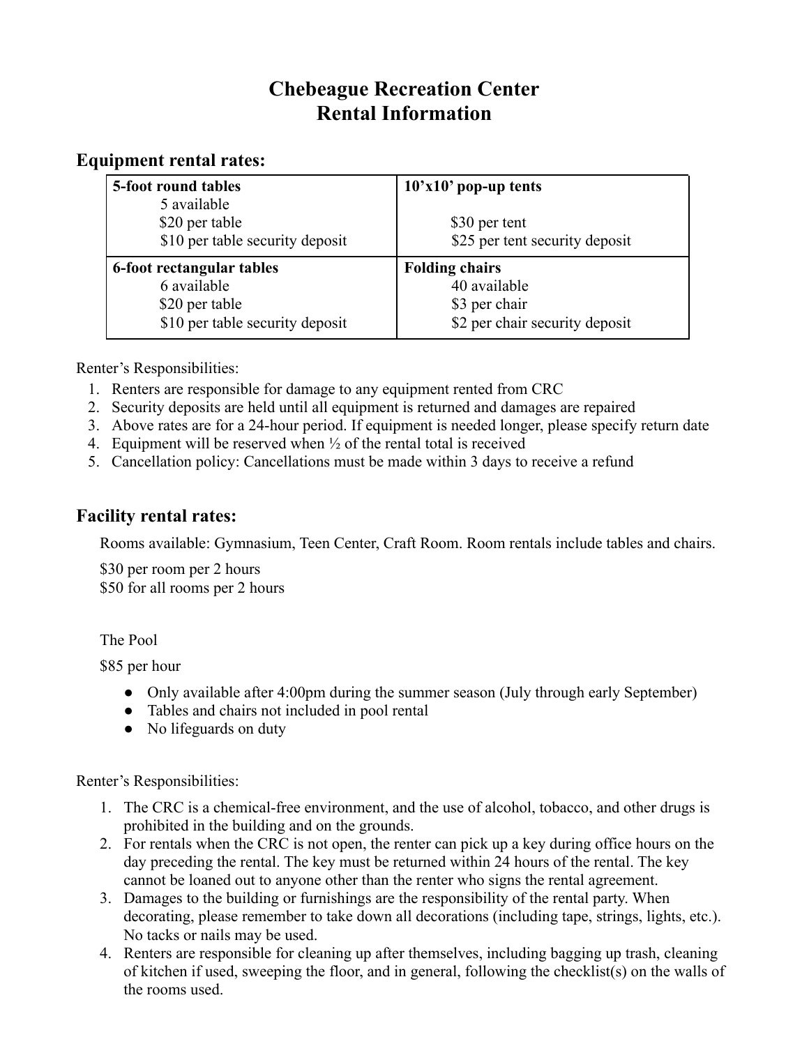# Chebeague Recreation Center
# Rental Information

## Equipment rental rates:

| **5-foot round tables**<br>5 available<br>$20 per table<br>$10 per table security deposit | **10'x10' pop-up tents**<br><br>$30 per tent<br>$25 per tent security deposit |
|---|---|
| **6-foot rectangular tables**<br>6 available<br>$20 per table<br>$10 per table security deposit | **Folding chairs**<br>40 available<br>$3 per chair<br>$2 per chair security deposit |

Renter's Responsibilities:

1. Renters are responsible for damage to any equipment rented from CRC
2. Security deposits are held until all equipment is returned and damages are repaired
3. Above rates are for a 24-hour period. If equipment is needed longer, please specify return date
4. Equipment will be reserved when ½ of the rental total is received
5. Cancellation policy: Cancellations must be made within 3 days to receive a refund

## Facility rental rates:

Rooms available: Gymnasium, Teen Center, Craft Room. Room rentals include tables and chairs.

$30 per room per 2 hours
$50 for all rooms per 2 hours

The Pool

$85 per hour

- Only available after 4:00pm during the summer season (July through early September)
- Tables and chairs not included in pool rental
- No lifeguards on duty

Renter's Responsibilities:

1. The CRC is a chemical-free environment, and the use of alcohol, tobacco, and other drugs is prohibited in the building and on the grounds.
2. For rentals when the CRC is not open, the renter can pick up a key during office hours on the day preceding the rental. The key must be returned within 24 hours of the rental. The key cannot be loaned out to anyone other than the renter who signs the rental agreement.
3. Damages to the building or furnishings are the responsibility of the rental party. When decorating, please remember to take down all decorations (including tape, strings, lights, etc.). No tacks or nails may be used.
4. Renters are responsible for cleaning up after themselves, including bagging up trash, cleaning of kitchen if used, sweeping the floor, and in general, following the checklist(s) on the walls of the rooms used.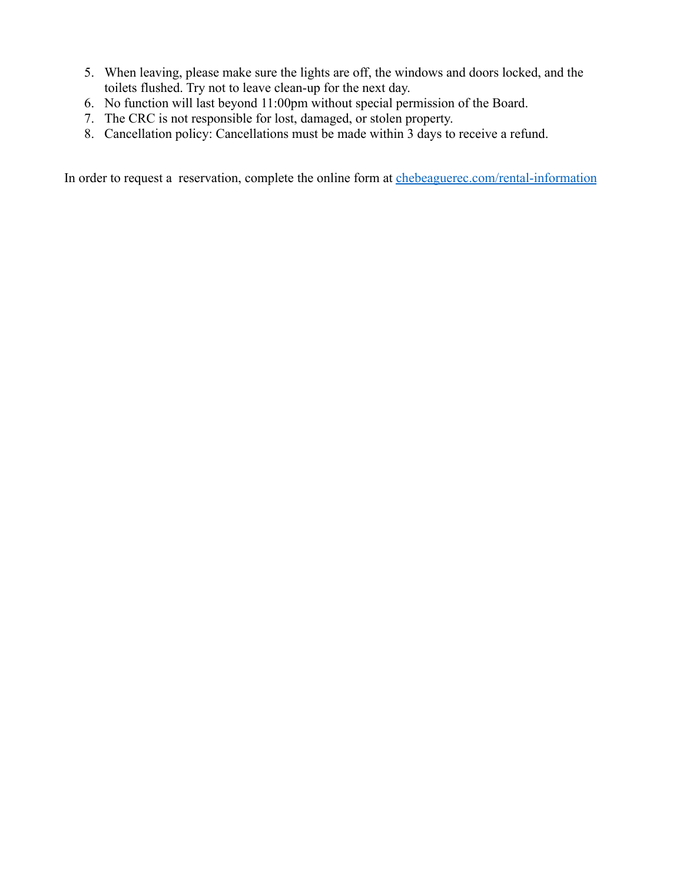5. When leaving, please make sure the lights are off, the windows and doors locked, and the toilets flushed. Try not to leave clean-up for the next day.
6. No function will last beyond 11:00pm without special permission of the Board.
7. The CRC is not responsible for lost, damaged, or stolen property.
8. Cancellation policy: Cancellations must be made within 3 days to receive a refund.

In order to request a reservation, complete the online form at [chebeaguerec.com/rental-information](chebeaguerec.com/rental-information)